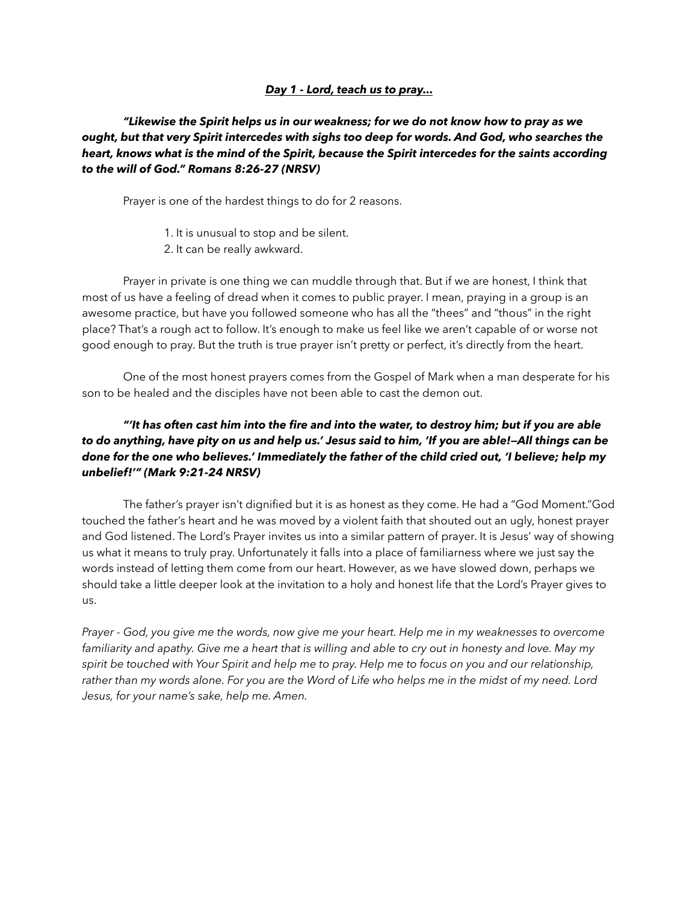## ***Day 1 - Lord, teach us to pray…***

***"Likewise the Spirit helps us in our weakness; for we do not know how to pray as we ought, but that very Spirit intercedes with sighs too deep for words. And God, who searches the heart, knows what is the mind of the Spirit, because the Spirit intercedes for the saints according to the will of God." Romans 8:26-27 (NRSV)***

Prayer is one of the hardest things to do for 2 reasons.

1. It is unusual to stop and be silent.
2. It can be really awkward.

Prayer in private is one thing we can muddle through that. But if we are honest, I think that most of us have a feeling of dread when it comes to public prayer. I mean, praying in a group is an awesome practice, but have you followed someone who has all the "thees" and "thous" in the right place? That's a rough act to follow. It's enough to make us feel like we aren't capable of or worse not good enough to pray. But the truth is true prayer isn't pretty or perfect, it's directly from the heart.

One of the most honest prayers comes from the Gospel of Mark when a man desperate for his son to be healed and the disciples have not been able to cast the demon out.

***"'It has often cast him into the fire and into the water, to destroy him; but if you are able to do anything, have pity on us and help us.' Jesus said to him, 'If you are able!—All things can be done for the one who believes.' Immediately the father of the child cried out, 'I believe; help my unbelief!'" (Mark 9:21-24 NRSV)***

The father's prayer isn't dignified but it is as honest as they come. He had a "God Moment."God touched the father's heart and he was moved by a violent faith that shouted out an ugly, honest prayer and God listened. The Lord's Prayer invites us into a similar pattern of prayer. It is Jesus' way of showing us what it means to truly pray. Unfortunately it falls into a place of familiarness where we just say the words instead of letting them come from our heart. However, as we have slowed down, perhaps we should take a little deeper look at the invitation to a holy and honest life that the Lord's Prayer gives to us.

*Prayer - God, you give me the words, now give me your heart. Help me in my weaknesses to overcome familiarity and apathy. Give me a heart that is willing and able to cry out in honesty and love. May my spirit be touched with Your Spirit and help me to pray. Help me to focus on you and our relationship, rather than my words alone. For you are the Word of Life who helps me in the midst of my need. Lord Jesus, for your name's sake, help me. Amen.*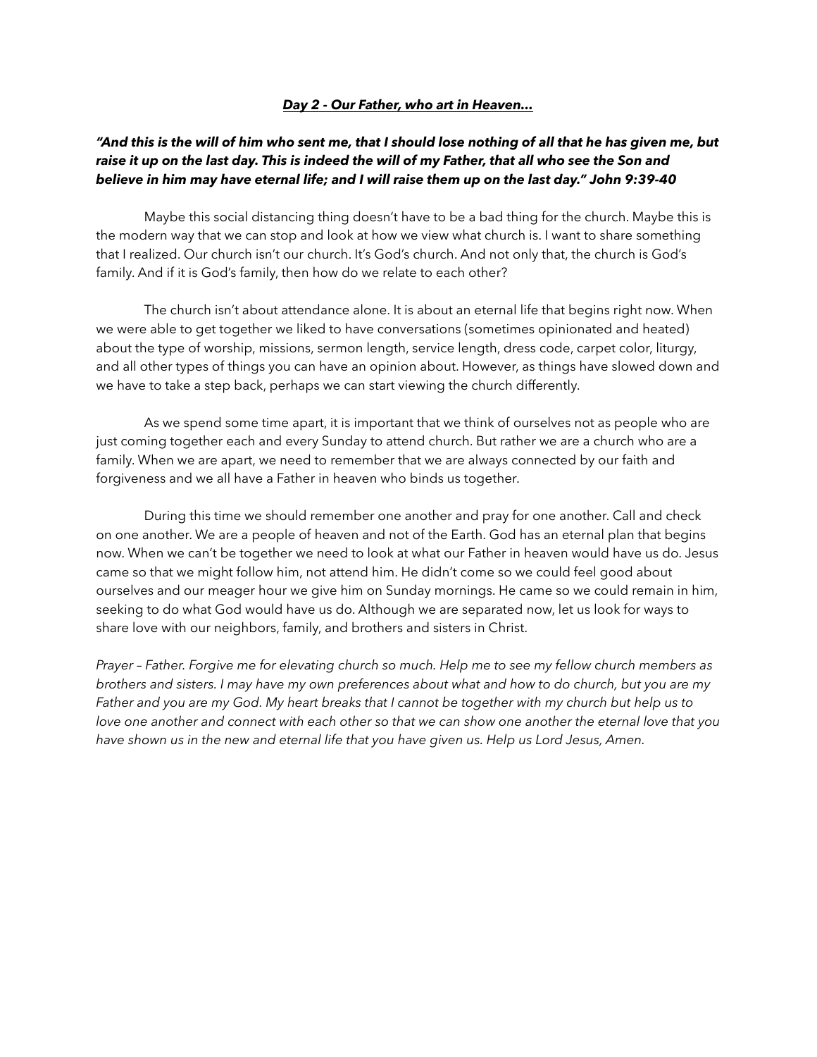***Day 2 - Our Father, who art in Heaven…***

***"And this is the will of him who sent me, that I should lose nothing of all that he has given me, but raise it up on the last day. This is indeed the will of my Father, that all who see the Son and believe in him may have eternal life; and I will raise them up on the last day." John 9:39-40***

Maybe this social distancing thing doesn't have to be a bad thing for the church. Maybe this is the modern way that we can stop and look at how we view what church is. I want to share something that I realized. Our church isn't our church. It's God's church. And not only that, the church is God's family. And if it is God's family, then how do we relate to each other?

The church isn't about attendance alone. It is about an eternal life that begins right now. When we were able to get together we liked to have conversations (sometimes opinionated and heated) about the type of worship, missions, sermon length, service length, dress code, carpet color, liturgy, and all other types of things you can have an opinion about. However, as things have slowed down and we have to take a step back, perhaps we can start viewing the church differently.

As we spend some time apart, it is important that we think of ourselves not as people who are just coming together each and every Sunday to attend church. But rather we are a church who are a family. When we are apart, we need to remember that we are always connected by our faith and forgiveness and we all have a Father in heaven who binds us together.

During this time we should remember one another and pray for one another. Call and check on one another. We are a people of heaven and not of the Earth. God has an eternal plan that begins now. When we can't be together we need to look at what our Father in heaven would have us do. Jesus came so that we might follow him, not attend him. He didn't come so we could feel good about ourselves and our meager hour we give him on Sunday mornings. He came so we could remain in him, seeking to do what God would have us do. Although we are separated now, let us look for ways to share love with our neighbors, family, and brothers and sisters in Christ.

*Prayer – Father. Forgive me for elevating church so much. Help me to see my fellow church members as brothers and sisters. I may have my own preferences about what and how to do church, but you are my Father and you are my God. My heart breaks that I cannot be together with my church but help us to love one another and connect with each other so that we can show one another the eternal love that you have shown us in the new and eternal life that you have given us. Help us Lord Jesus, Amen.*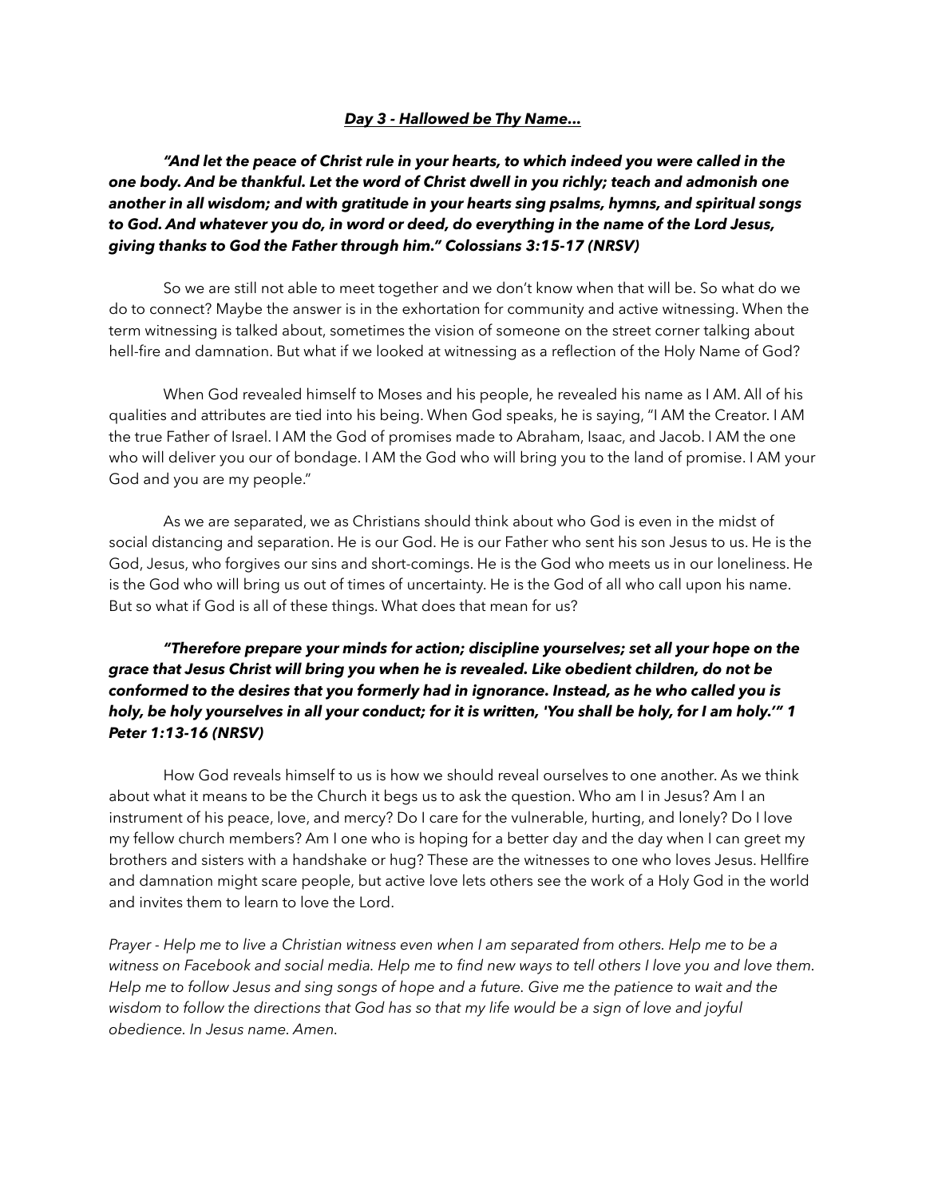***Day 3 - Hallowed be Thy Name…***

***"And let the peace of Christ rule in your hearts, to which indeed you were called in the one body. And be thankful. Let the word of Christ dwell in you richly; teach and admonish one another in all wisdom; and with gratitude in your hearts sing psalms, hymns, and spiritual songs to God. And whatever you do, in word or deed, do everything in the name of the Lord Jesus, giving thanks to God the Father through him." Colossians 3:15-17 (NRSV)***

So we are still not able to meet together and we don't know when that will be. So what do we do to connect? Maybe the answer is in the exhortation for community and active witnessing. When the term witnessing is talked about, sometimes the vision of someone on the street corner talking about hell-fire and damnation. But what if we looked at witnessing as a reflection of the Holy Name of God?

When God revealed himself to Moses and his people, he revealed his name as I AM. All of his qualities and attributes are tied into his being. When God speaks, he is saying, "I AM the Creator. I AM the true Father of Israel. I AM the God of promises made to Abraham, Isaac, and Jacob. I AM the one who will deliver you our of bondage. I AM the God who will bring you to the land of promise. I AM your God and you are my people."

As we are separated, we as Christians should think about who God is even in the midst of social distancing and separation. He is our God. He is our Father who sent his son Jesus to us. He is the God, Jesus, who forgives our sins and short-comings. He is the God who meets us in our loneliness. He is the God who will bring us out of times of uncertainty. He is the God of all who call upon his name. But so what if God is all of these things. What does that mean for us?

***"Therefore prepare your minds for action; discipline yourselves; set all your hope on the grace that Jesus Christ will bring you when he is revealed. Like obedient children, do not be conformed to the desires that you formerly had in ignorance. Instead, as he who called you is holy, be holy yourselves in all your conduct; for it is written, 'You shall be holy, for I am holy.'" 1 Peter 1:13-16 (NRSV)***

How God reveals himself to us is how we should reveal ourselves to one another. As we think about what it means to be the Church it begs us to ask the question. Who am I in Jesus? Am I an instrument of his peace, love, and mercy? Do I care for the vulnerable, hurting, and lonely? Do I love my fellow church members? Am I one who is hoping for a better day and the day when I can greet my brothers and sisters with a handshake or hug? These are the witnesses to one who loves Jesus. Hellfire and damnation might scare people, but active love lets others see the work of a Holy God in the world and invites them to learn to love the Lord.

*Prayer - Help me to live a Christian witness even when I am separated from others. Help me to be a witness on Facebook and social media. Help me to find new ways to tell others I love you and love them. Help me to follow Jesus and sing songs of hope and a future. Give me the patience to wait and the wisdom to follow the directions that God has so that my life would be a sign of love and joyful obedience. In Jesus name. Amen.*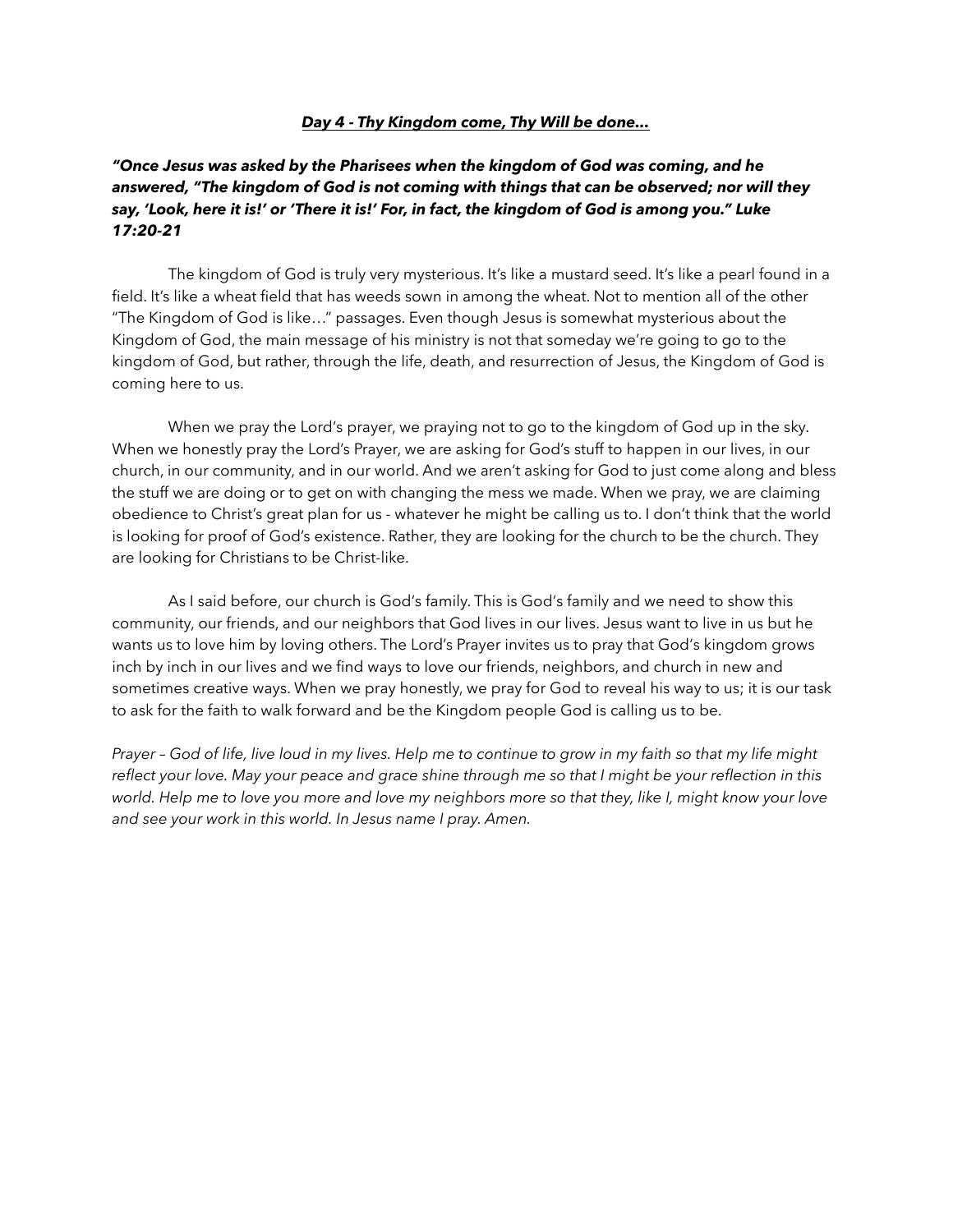## ***Day 4 - Thy Kingdom come, Thy Will be done…***

***"Once Jesus was asked by the Pharisees when the kingdom of God was coming, and he answered, "The kingdom of God is not coming with things that can be observed; nor will they say, 'Look, here it is!' or 'There it is!' For, in fact, the kingdom of God is among you." Luke 17:20-21***

The kingdom of God is truly very mysterious. It's like a mustard seed. It's like a pearl found in a field. It's like a wheat field that has weeds sown in among the wheat. Not to mention all of the other "The Kingdom of God is like…" passages. Even though Jesus is somewhat mysterious about the Kingdom of God, the main message of his ministry is not that someday we're going to go to the kingdom of God, but rather, through the life, death, and resurrection of Jesus, the Kingdom of God is coming here to us.

When we pray the Lord's prayer, we praying not to go to the kingdom of God up in the sky. When we honestly pray the Lord's Prayer, we are asking for God's stuff to happen in our lives, in our church, in our community, and in our world. And we aren't asking for God to just come along and bless the stuff we are doing or to get on with changing the mess we made. When we pray, we are claiming obedience to Christ's great plan for us - whatever he might be calling us to. I don't think that the world is looking for proof of God's existence. Rather, they are looking for the church to be the church. They are looking for Christians to be Christ-like.

As I said before, our church is God's family. This is God's family and we need to show this community, our friends, and our neighbors that God lives in our lives. Jesus want to live in us but he wants us to love him by loving others. The Lord's Prayer invites us to pray that God's kingdom grows inch by inch in our lives and we find ways to love our friends, neighbors, and church in new and sometimes creative ways. When we pray honestly, we pray for God to reveal his way to us; it is our task to ask for the faith to walk forward and be the Kingdom people God is calling us to be.

*Prayer – God of life, live loud in my lives. Help me to continue to grow in my faith so that my life might reflect your love. May your peace and grace shine through me so that I might be your reflection in this world. Help me to love you more and love my neighbors more so that they, like I, might know your love and see your work in this world. In Jesus name I pray. Amen.*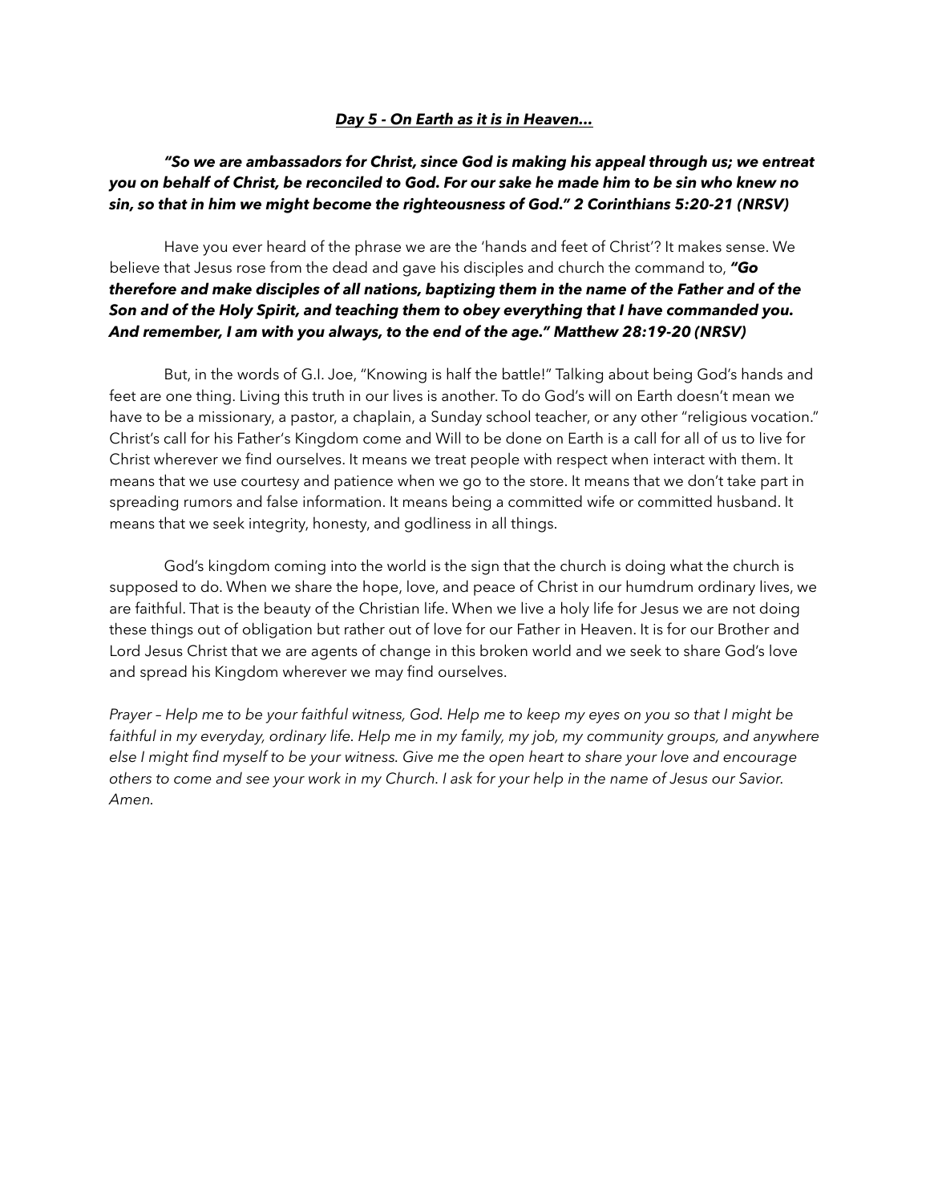***<u>Day 5 - On Earth as it is in Heaven…</u>***

***"So we are ambassadors for Christ, since God is making his appeal through us; we entreat you on behalf of Christ, be reconciled to God. For our sake he made him to be sin who knew no sin, so that in him we might become the righteousness of God." 2 Corinthians 5:20-21 (NRSV)***

Have you ever heard of the phrase we are the 'hands and feet of Christ'? It makes sense. We believe that Jesus rose from the dead and gave his disciples and church the command to, ***"Go therefore and make disciples of all nations, baptizing them in the name of the Father and of the Son and of the Holy Spirit, and teaching them to obey everything that I have commanded you. And remember, I am with you always, to the end of the age." Matthew 28:19-20 (NRSV)***

But, in the words of G.I. Joe, "Knowing is half the battle!" Talking about being God's hands and feet are one thing. Living this truth in our lives is another. To do God's will on Earth doesn't mean we have to be a missionary, a pastor, a chaplain, a Sunday school teacher, or any other "religious vocation." Christ's call for his Father's Kingdom come and Will to be done on Earth is a call for all of us to live for Christ wherever we find ourselves. It means we treat people with respect when interact with them. It means that we use courtesy and patience when we go to the store. It means that we don't take part in spreading rumors and false information. It means being a committed wife or committed husband. It means that we seek integrity, honesty, and godliness in all things.

God's kingdom coming into the world is the sign that the church is doing what the church is supposed to do. When we share the hope, love, and peace of Christ in our humdrum ordinary lives, we are faithful. That is the beauty of the Christian life. When we live a holy life for Jesus we are not doing these things out of obligation but rather out of love for our Father in Heaven. It is for our Brother and Lord Jesus Christ that we are agents of change in this broken world and we seek to share God's love and spread his Kingdom wherever we may find ourselves.

*Prayer – Help me to be your faithful witness, God. Help me to keep my eyes on you so that I might be faithful in my everyday, ordinary life. Help me in my family, my job, my community groups, and anywhere else I might find myself to be your witness. Give me the open heart to share your love and encourage others to come and see your work in my Church. I ask for your help in the name of Jesus our Savior. Amen.*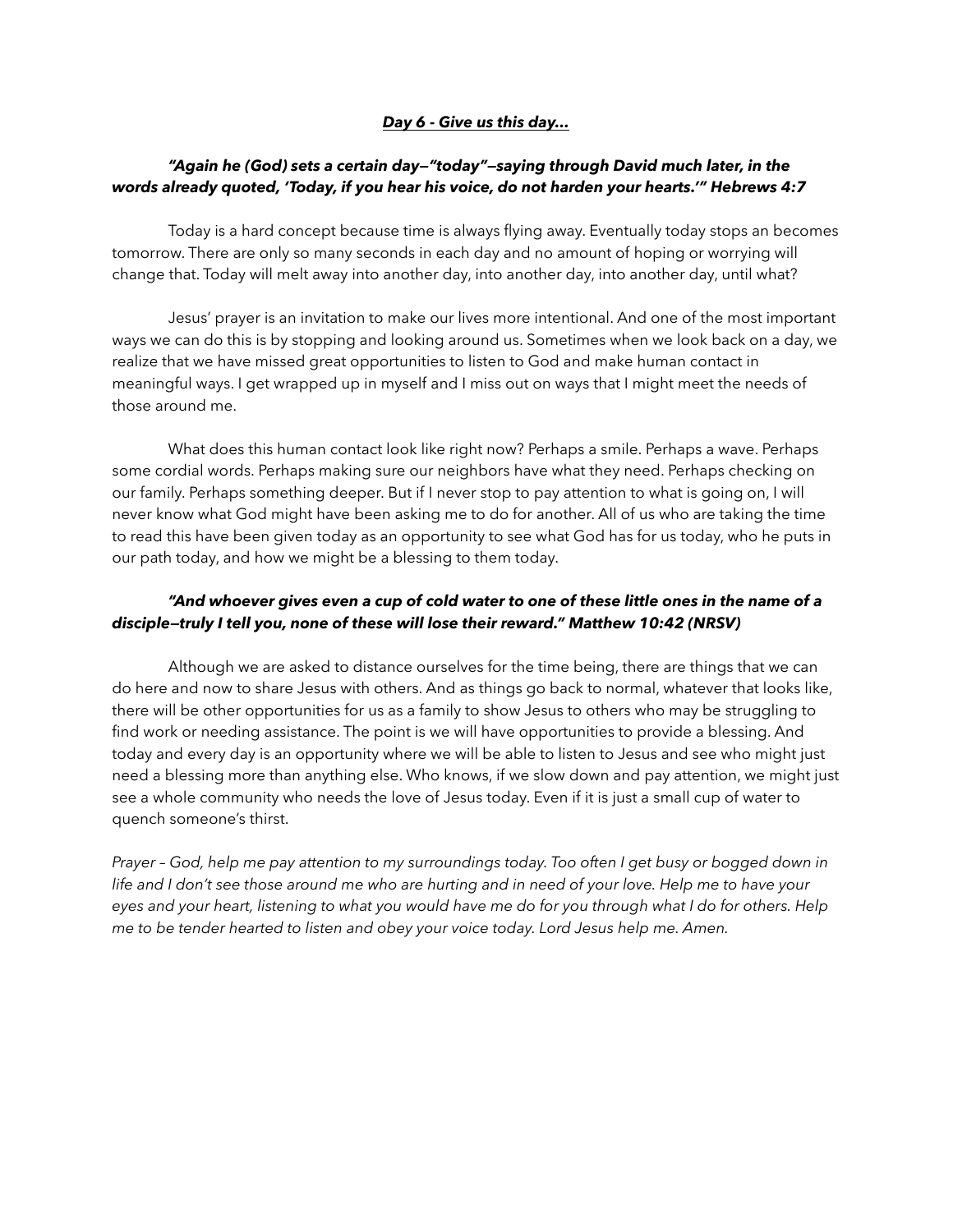***Day 6 - Give us this day…***

***"Again he (God) sets a certain day—"today"—saying through David much later, in the words already quoted, 'Today, if you hear his voice, do not harden your hearts.'" Hebrews 4:7***

Today is a hard concept because time is always flying away. Eventually today stops an becomes tomorrow. There are only so many seconds in each day and no amount of hoping or worrying will change that. Today will melt away into another day, into another day, into another day, until what?

Jesus' prayer is an invitation to make our lives more intentional. And one of the most important ways we can do this is by stopping and looking around us. Sometimes when we look back on a day, we realize that we have missed great opportunities to listen to God and make human contact in meaningful ways. I get wrapped up in myself and I miss out on ways that I might meet the needs of those around me.

What does this human contact look like right now? Perhaps a smile. Perhaps a wave. Perhaps some cordial words. Perhaps making sure our neighbors have what they need. Perhaps checking on our family. Perhaps something deeper. But if I never stop to pay attention to what is going on, I will never know what God might have been asking me to do for another. All of us who are taking the time to read this have been given today as an opportunity to see what God has for us today, who he puts in our path today, and how we might be a blessing to them today.

***"And whoever gives even a cup of cold water to one of these little ones in the name of a disciple—truly I tell you, none of these will lose their reward." Matthew 10:42 (NRSV)***

Although we are asked to distance ourselves for the time being, there are things that we can do here and now to share Jesus with others. And as things go back to normal, whatever that looks like, there will be other opportunities for us as a family to show Jesus to others who may be struggling to find work or needing assistance. The point is we will have opportunities to provide a blessing. And today and every day is an opportunity where we will be able to listen to Jesus and see who might just need a blessing more than anything else. Who knows, if we slow down and pay attention, we might just see a whole community who needs the love of Jesus today. Even if it is just a small cup of water to quench someone's thirst.

*Prayer – God, help me pay attention to my surroundings today. Too often I get busy or bogged down in life and I don't see those around me who are hurting and in need of your love. Help me to have your eyes and your heart, listening to what you would have me do for you through what I do for others. Help me to be tender hearted to listen and obey your voice today. Lord Jesus help me. Amen.*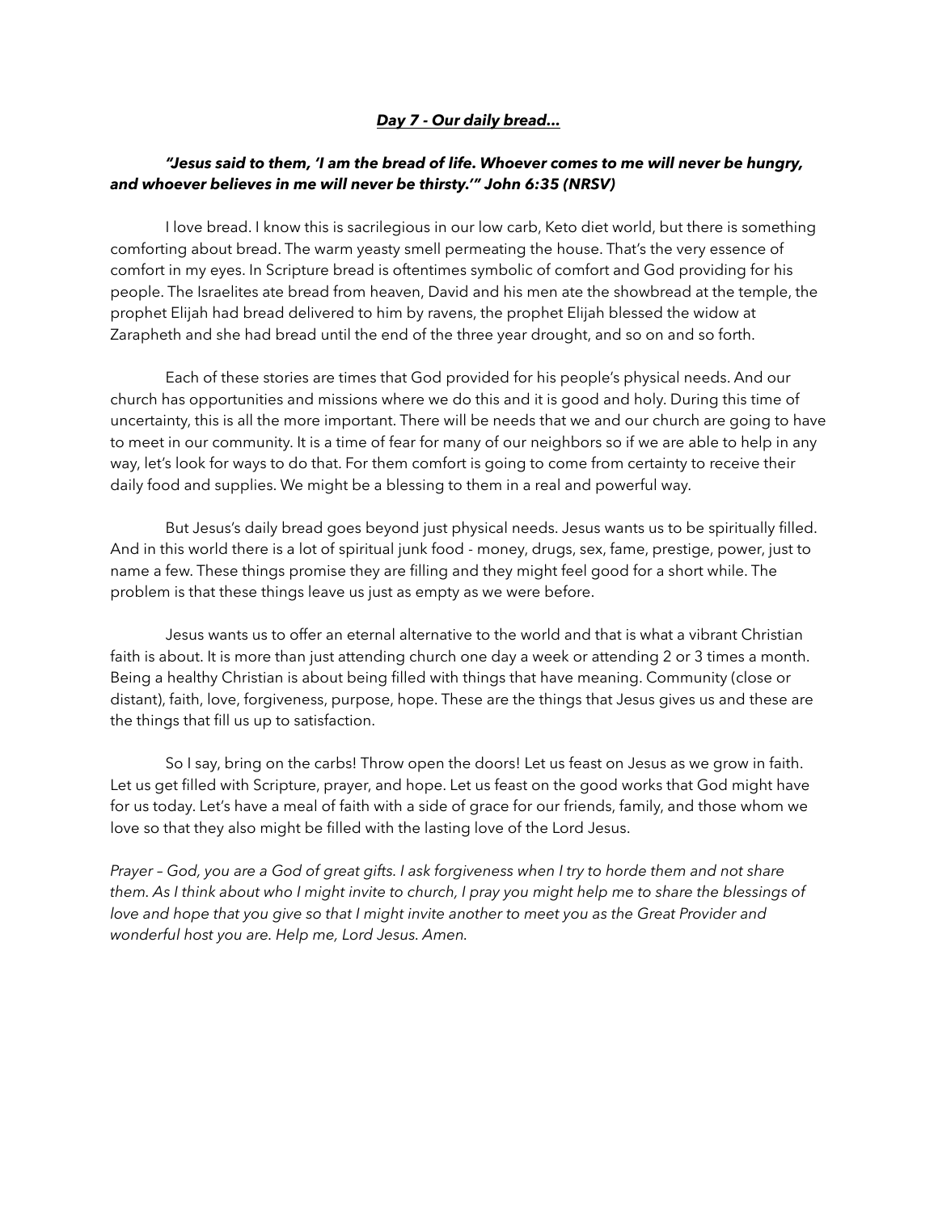***Day 7 - Our daily bread…***

***"Jesus said to them, 'I am the bread of life. Whoever comes to me will never be hungry, and whoever believes in me will never be thirsty.'" John 6:35 (NRSV)***

I love bread. I know this is sacrilegious in our low carb, Keto diet world, but there is something comforting about bread. The warm yeasty smell permeating the house. That's the very essence of comfort in my eyes. In Scripture bread is oftentimes symbolic of comfort and God providing for his people. The Israelites ate bread from heaven, David and his men ate the showbread at the temple, the prophet Elijah had bread delivered to him by ravens, the prophet Elijah blessed the widow at Zarapheth and she had bread until the end of the three year drought, and so on and so forth.

Each of these stories are times that God provided for his people's physical needs. And our church has opportunities and missions where we do this and it is good and holy. During this time of uncertainty, this is all the more important. There will be needs that we and our church are going to have to meet in our community. It is a time of fear for many of our neighbors so if we are able to help in any way, let's look for ways to do that. For them comfort is going to come from certainty to receive their daily food and supplies. We might be a blessing to them in a real and powerful way.

But Jesus's daily bread goes beyond just physical needs. Jesus wants us to be spiritually filled. And in this world there is a lot of spiritual junk food - money, drugs, sex, fame, prestige, power, just to name a few. These things promise they are filling and they might feel good for a short while. The problem is that these things leave us just as empty as we were before.

Jesus wants us to offer an eternal alternative to the world and that is what a vibrant Christian faith is about. It is more than just attending church one day a week or attending 2 or 3 times a month. Being a healthy Christian is about being filled with things that have meaning. Community (close or distant), faith, love, forgiveness, purpose, hope. These are the things that Jesus gives us and these are the things that fill us up to satisfaction.

So I say, bring on the carbs! Throw open the doors! Let us feast on Jesus as we grow in faith. Let us get filled with Scripture, prayer, and hope. Let us feast on the good works that God might have for us today. Let's have a meal of faith with a side of grace for our friends, family, and those whom we love so that they also might be filled with the lasting love of the Lord Jesus.

*Prayer – God, you are a God of great gifts. I ask forgiveness when I try to horde them and not share them. As I think about who I might invite to church, I pray you might help me to share the blessings of love and hope that you give so that I might invite another to meet you as the Great Provider and wonderful host you are. Help me, Lord Jesus. Amen.*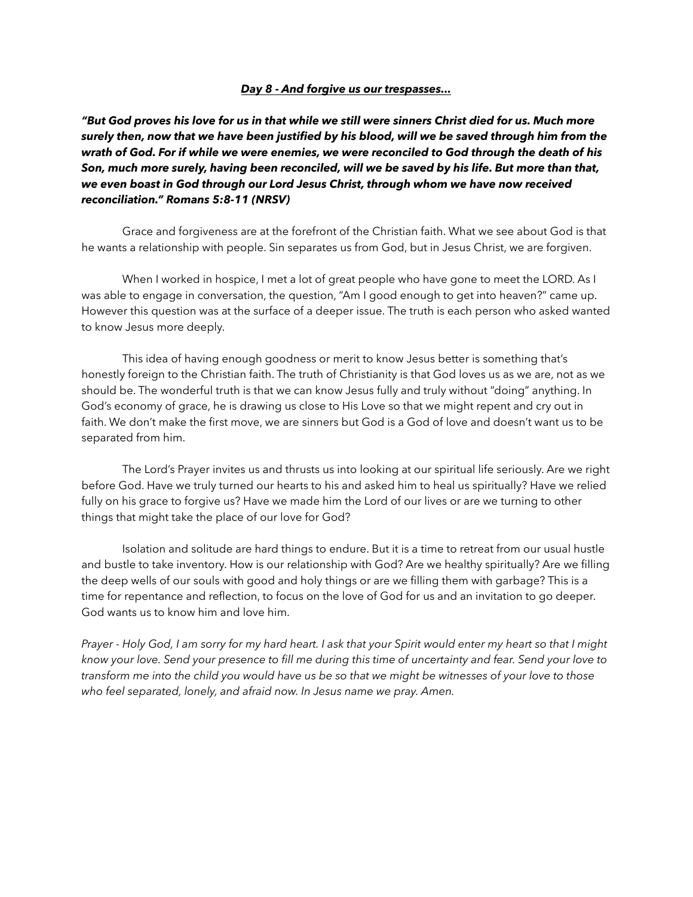***<u>Day 8 - And forgive us our trespasses…</u>***

***"But God proves his love for us in that while we still were sinners Christ died for us. Much more surely then, now that we have been justified by his blood, will we be saved through him from the wrath of God. For if while we were enemies, we were reconciled to God through the death of his Son, much more surely, having been reconciled, will we be saved by his life. But more than that, we even boast in God through our Lord Jesus Christ, through whom we have now received reconciliation." Romans 5:8-11 (NRSV)***

Grace and forgiveness are at the forefront of the Christian faith. What we see about God is that he wants a relationship with people. Sin separates us from God, but in Jesus Christ, we are forgiven.

When I worked in hospice, I met a lot of great people who have gone to meet the LORD. As I was able to engage in conversation, the question, "Am I good enough to get into heaven?" came up. However this question was at the surface of a deeper issue. The truth is each person who asked wanted to know Jesus more deeply.

This idea of having enough goodness or merit to know Jesus better is something that's honestly foreign to the Christian faith. The truth of Christianity is that God loves us as we are, not as we should be. The wonderful truth is that we can know Jesus fully and truly without "doing" anything. In God's economy of grace, he is drawing us close to His Love so that we might repent and cry out in faith. We don't make the first move, we are sinners but God is a God of love and doesn't want us to be separated from him.

The Lord's Prayer invites us and thrusts us into looking at our spiritual life seriously. Are we right before God. Have we truly turned our hearts to his and asked him to heal us spiritually? Have we relied fully on his grace to forgive us? Have we made him the Lord of our lives or are we turning to other things that might take the place of our love for God?

Isolation and solitude are hard things to endure. But it is a time to retreat from our usual hustle and bustle to take inventory. How is our relationship with God? Are we healthy spiritually? Are we filling the deep wells of our souls with good and holy things or are we filling them with garbage? This is a time for repentance and reflection, to focus on the love of God for us and an invitation to go deeper. God wants us to know him and love him.

*Prayer - Holy God, I am sorry for my hard heart. I ask that your Spirit would enter my heart so that I might know your love. Send your presence to fill me during this time of uncertainty and fear. Send your love to transform me into the child you would have us be so that we might be witnesses of your love to those who feel separated, lonely, and afraid now. In Jesus name we pray. Amen.*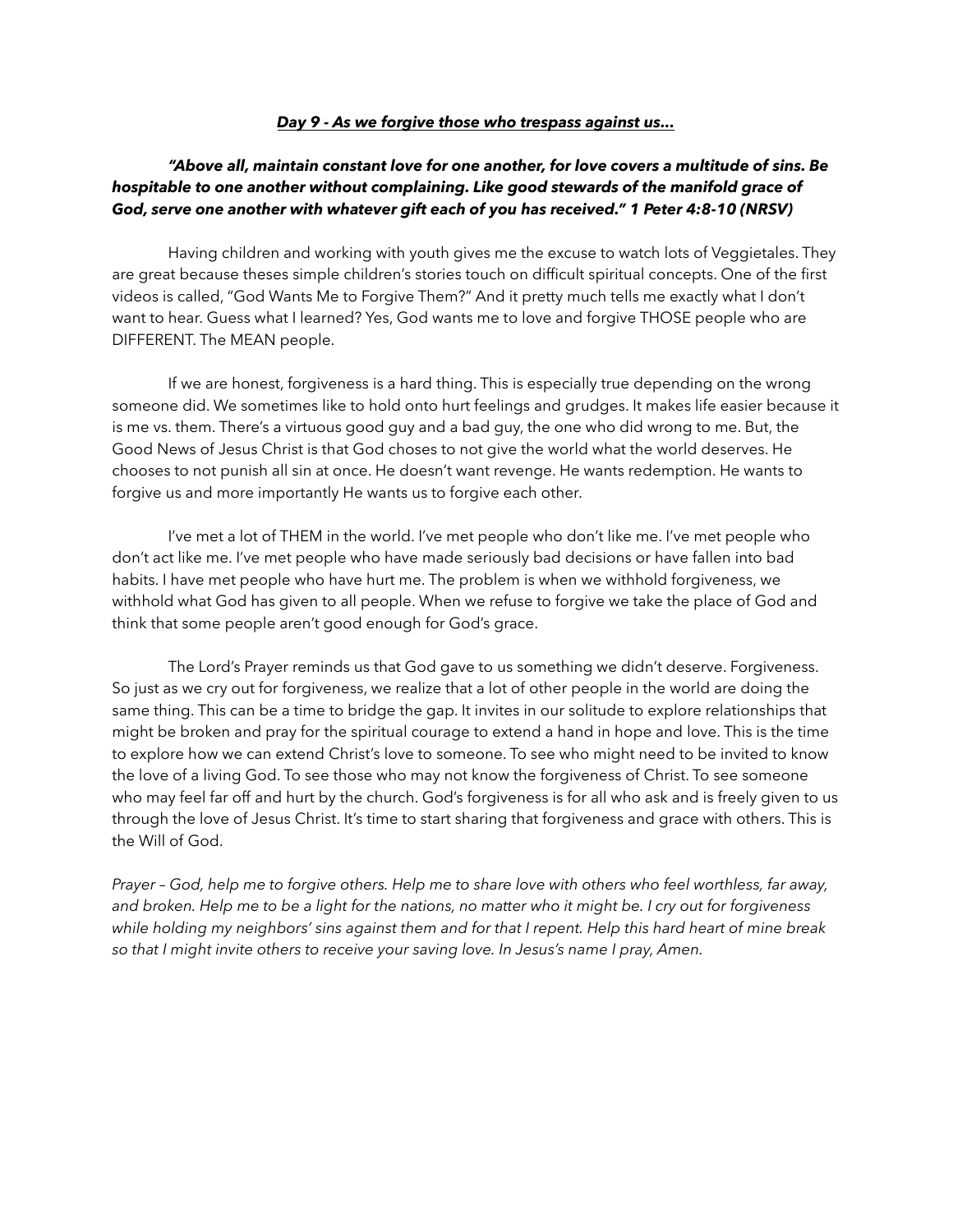***<u>Day 9 - As we forgive those who trespass against us…</u>***

***"Above all, maintain constant love for one another, for love covers a multitude of sins. Be hospitable to one another without complaining. Like good stewards of the manifold grace of God, serve one another with whatever gift each of you has received." 1 Peter 4:8-10 (NRSV)***

Having children and working with youth gives me the excuse to watch lots of Veggietales. They are great because theses simple children's stories touch on difficult spiritual concepts. One of the first videos is called, "God Wants Me to Forgive Them?" And it pretty much tells me exactly what I don't want to hear. Guess what I learned? Yes, God wants me to love and forgive THOSE people who are DIFFERENT. The MEAN people.

If we are honest, forgiveness is a hard thing. This is especially true depending on the wrong someone did. We sometimes like to hold onto hurt feelings and grudges. It makes life easier because it is me vs. them. There's a virtuous good guy and a bad guy, the one who did wrong to me. But, the Good News of Jesus Christ is that God choses to not give the world what the world deserves. He chooses to not punish all sin at once. He doesn't want revenge. He wants redemption. He wants to forgive us and more importantly He wants us to forgive each other.

I've met a lot of THEM in the world. I've met people who don't like me. I've met people who don't act like me. I've met people who have made seriously bad decisions or have fallen into bad habits. I have met people who have hurt me. The problem is when we withhold forgiveness, we withhold what God has given to all people. When we refuse to forgive we take the place of God and think that some people aren't good enough for God's grace.

The Lord's Prayer reminds us that God gave to us something we didn't deserve. Forgiveness. So just as we cry out for forgiveness, we realize that a lot of other people in the world are doing the same thing. This can be a time to bridge the gap. It invites in our solitude to explore relationships that might be broken and pray for the spiritual courage to extend a hand in hope and love. This is the time to explore how we can extend Christ's love to someone. To see who might need to be invited to know the love of a living God. To see those who may not know the forgiveness of Christ. To see someone who may feel far off and hurt by the church. God's forgiveness is for all who ask and is freely given to us through the love of Jesus Christ. It's time to start sharing that forgiveness and grace with others. This is the Will of God.

*Prayer – God, help me to forgive others. Help me to share love with others who feel worthless, far away, and broken. Help me to be a light for the nations, no matter who it might be. I cry out for forgiveness while holding my neighbors' sins against them and for that I repent. Help this hard heart of mine break so that I might invite others to receive your saving love. In Jesus's name I pray, Amen.*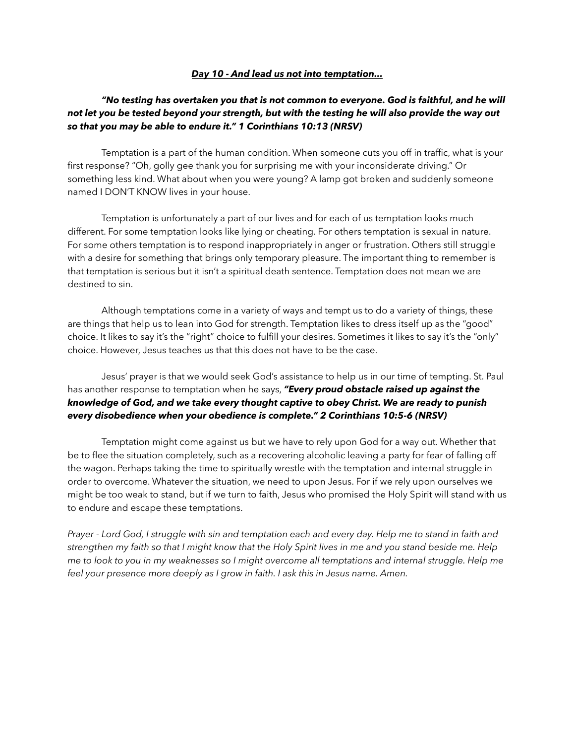***Day 10 - And lead us not into temptation…***

***"No testing has overtaken you that is not common to everyone. God is faithful, and he will not let you be tested beyond your strength, but with the testing he will also provide the way out so that you may be able to endure it." 1 Corinthians 10:13 (NRSV)***

Temptation is a part of the human condition. When someone cuts you off in traffic, what is your first response? "Oh, golly gee thank you for surprising me with your inconsiderate driving." Or something less kind. What about when you were young? A lamp got broken and suddenly someone named I DON'T KNOW lives in your house.

Temptation is unfortunately a part of our lives and for each of us temptation looks much different. For some temptation looks like lying or cheating. For others temptation is sexual in nature. For some others temptation is to respond inappropriately in anger or frustration. Others still struggle with a desire for something that brings only temporary pleasure. The important thing to remember is that temptation is serious but it isn't a spiritual death sentence. Temptation does not mean we are destined to sin.

Although temptations come in a variety of ways and tempt us to do a variety of things, these are things that help us to lean into God for strength. Temptation likes to dress itself up as the "good" choice. It likes to say it's the "right" choice to fulfill your desires. Sometimes it likes to say it's the "only" choice. However, Jesus teaches us that this does not have to be the case.

Jesus' prayer is that we would seek God's assistance to help us in our time of tempting. St. Paul has another response to temptation when he says, ***"Every proud obstacle raised up against the knowledge of God, and we take every thought captive to obey Christ. We are ready to punish every disobedience when your obedience is complete." 2 Corinthians 10:5-6 (NRSV)***

Temptation might come against us but we have to rely upon God for a way out. Whether that be to flee the situation completely, such as a recovering alcoholic leaving a party for fear of falling off the wagon. Perhaps taking the time to spiritually wrestle with the temptation and internal struggle in order to overcome. Whatever the situation, we need to upon Jesus. For if we rely upon ourselves we might be too weak to stand, but if we turn to faith, Jesus who promised the Holy Spirit will stand with us to endure and escape these temptations.

*Prayer - Lord God, I struggle with sin and temptation each and every day. Help me to stand in faith and strengthen my faith so that I might know that the Holy Spirit lives in me and you stand beside me. Help me to look to you in my weaknesses so I might overcome all temptations and internal struggle. Help me feel your presence more deeply as I grow in faith. I ask this in Jesus name. Amen.*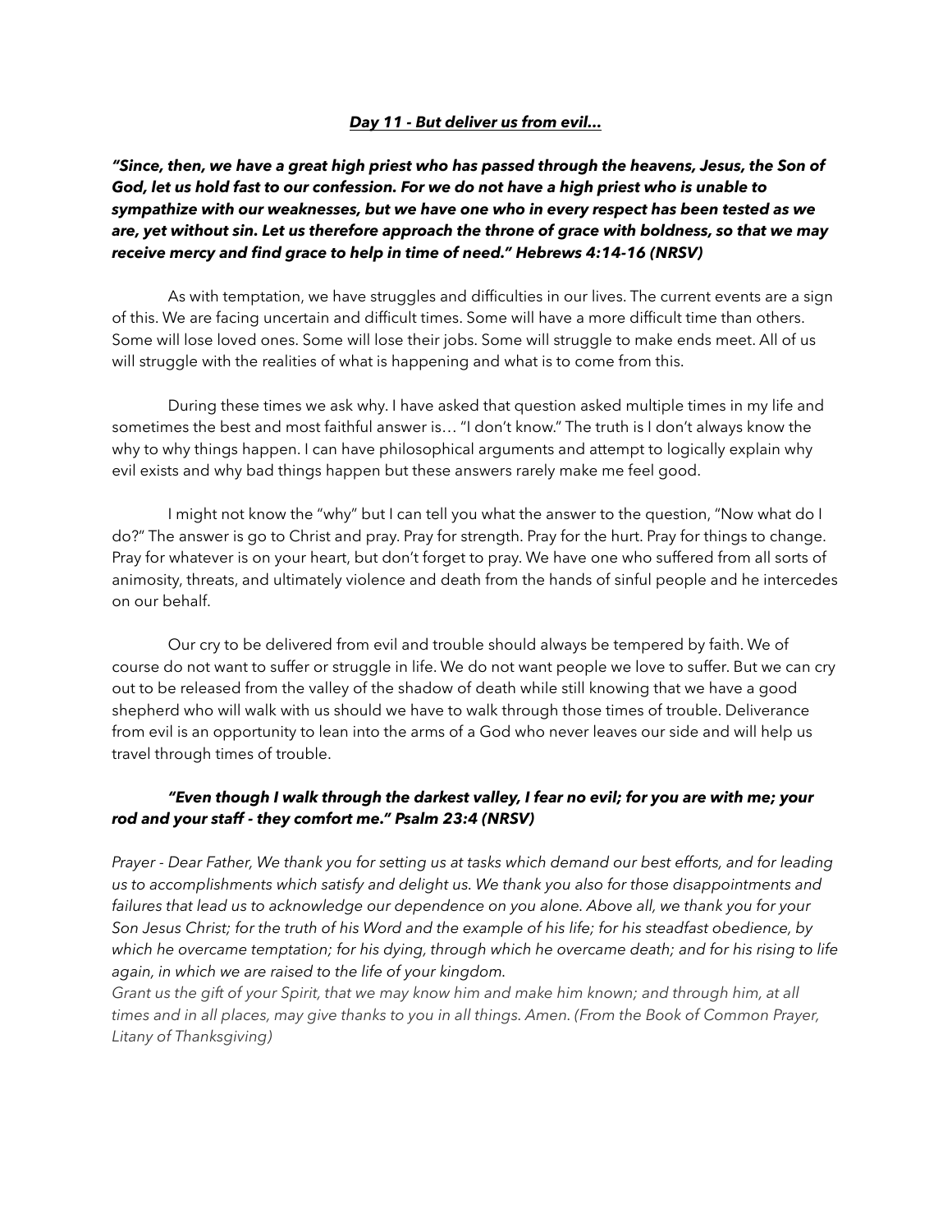***<u>Day 11 - But deliver us from evil…</u>***

***"Since, then, we have a great high priest who has passed through the heavens, Jesus, the Son of God, let us hold fast to our confession. For we do not have a high priest who is unable to sympathize with our weaknesses, but we have one who in every respect has been tested as we are, yet without sin. Let us therefore approach the throne of grace with boldness, so that we may receive mercy and find grace to help in time of need." Hebrews 4:14-16 (NRSV)***

As with temptation, we have struggles and difficulties in our lives. The current events are a sign of this. We are facing uncertain and difficult times. Some will have a more difficult time than others. Some will lose loved ones. Some will lose their jobs. Some will struggle to make ends meet. All of us will struggle with the realities of what is happening and what is to come from this.

During these times we ask why. I have asked that question asked multiple times in my life and sometimes the best and most faithful answer is… "I don't know." The truth is I don't always know the why to why things happen. I can have philosophical arguments and attempt to logically explain why evil exists and why bad things happen but these answers rarely make me feel good.

I might not know the "why" but I can tell you what the answer to the question, "Now what do I do?" The answer is go to Christ and pray. Pray for strength. Pray for the hurt. Pray for things to change. Pray for whatever is on your heart, but don't forget to pray. We have one who suffered from all sorts of animosity, threats, and ultimately violence and death from the hands of sinful people and he intercedes on our behalf.

Our cry to be delivered from evil and trouble should always be tempered by faith. We of course do not want to suffer or struggle in life. We do not want people we love to suffer. But we can cry out to be released from the valley of the shadow of death while still knowing that we have a good shepherd who will walk with us should we have to walk through those times of trouble. Deliverance from evil is an opportunity to lean into the arms of a God who never leaves our side and will help us travel through times of trouble.

***"Even though I walk through the darkest valley, I fear no evil; for you are with me; your rod and your staff - they comfort me." Psalm 23:4 (NRSV)***

*Prayer - Dear Father, We thank you for setting us at tasks which demand our best efforts, and for leading us to accomplishments which satisfy and delight us. We thank you also for those disappointments and failures that lead us to acknowledge our dependence on you alone. Above all, we thank you for your Son Jesus Christ; for the truth of his Word and the example of his life; for his steadfast obedience, by which he overcame temptation; for his dying, through which he overcame death; and for his rising to life again, in which we are raised to the life of your kingdom.*
*Grant us the gift of your Spirit, that we may know him and make him known; and through him, at all times and in all places, may give thanks to you in all things. Amen. (From the Book of Common Prayer, Litany of Thanksgiving)*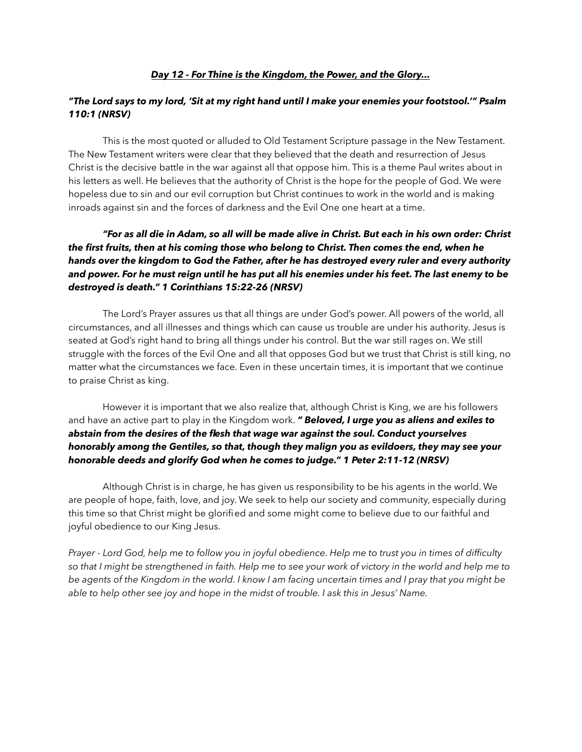***<u>Day 12 - For Thine is the Kingdom, the Power, and the Glory…</u>***

***"The Lord says to my lord, 'Sit at my right hand until I make your enemies your footstool.'" Psalm 110:1 (NRSV)***

This is the most quoted or alluded to Old Testament Scripture passage in the New Testament. The New Testament writers were clear that they believed that the death and resurrection of Jesus Christ is the decisive battle in the war against all that oppose him. This is a theme Paul writes about in his letters as well. He believes that the authority of Christ is the hope for the people of God. We were hopeless due to sin and our evil corruption but Christ continues to work in the world and is making inroads against sin and the forces of darkness and the Evil One one heart at a time.

***"For as all die in Adam, so all will be made alive in Christ. But each in his own order: Christ the first fruits, then at his coming those who belong to Christ. Then comes the end, when he hands over the kingdom to God the Father, after he has destroyed every ruler and every authority and power. For he must reign until he has put all his enemies under his feet. The last enemy to be destroyed is death." 1 Corinthians 15:22-26 (NRSV)***

The Lord's Prayer assures us that all things are under God's power. All powers of the world, all circumstances, and all illnesses and things which can cause us trouble are under his authority. Jesus is seated at God's right hand to bring all things under his control. But the war still rages on. We still struggle with the forces of the Evil One and all that opposes God but we trust that Christ is still king, no matter what the circumstances we face. Even in these uncertain times, it is important that we continue to praise Christ as king.

However it is important that we also realize that, although Christ is King, we are his followers and have an active part to play in the Kingdom work. ***" Beloved, I urge you as aliens and exiles to abstain from the desires of the flesh that wage war against the soul. Conduct yourselves honorably among the Gentiles, so that, though they malign you as evildoers, they may see your honorable deeds and glorify God when he comes to judge." 1 Peter 2:11-12 (NRSV)***

Although Christ is in charge, he has given us responsibility to be his agents in the world. We are people of hope, faith, love, and joy. We seek to help our society and community, especially during this time so that Christ might be glorified and some might come to believe due to our faithful and joyful obedience to our King Jesus.

*Prayer - Lord God, help me to follow you in joyful obedience. Help me to trust you in times of difficulty so that I might be strengthened in faith. Help me to see your work of victory in the world and help me to be agents of the Kingdom in the world. I know I am facing uncertain times and I pray that you might be able to help other see joy and hope in the midst of trouble. I ask this in Jesus' Name.*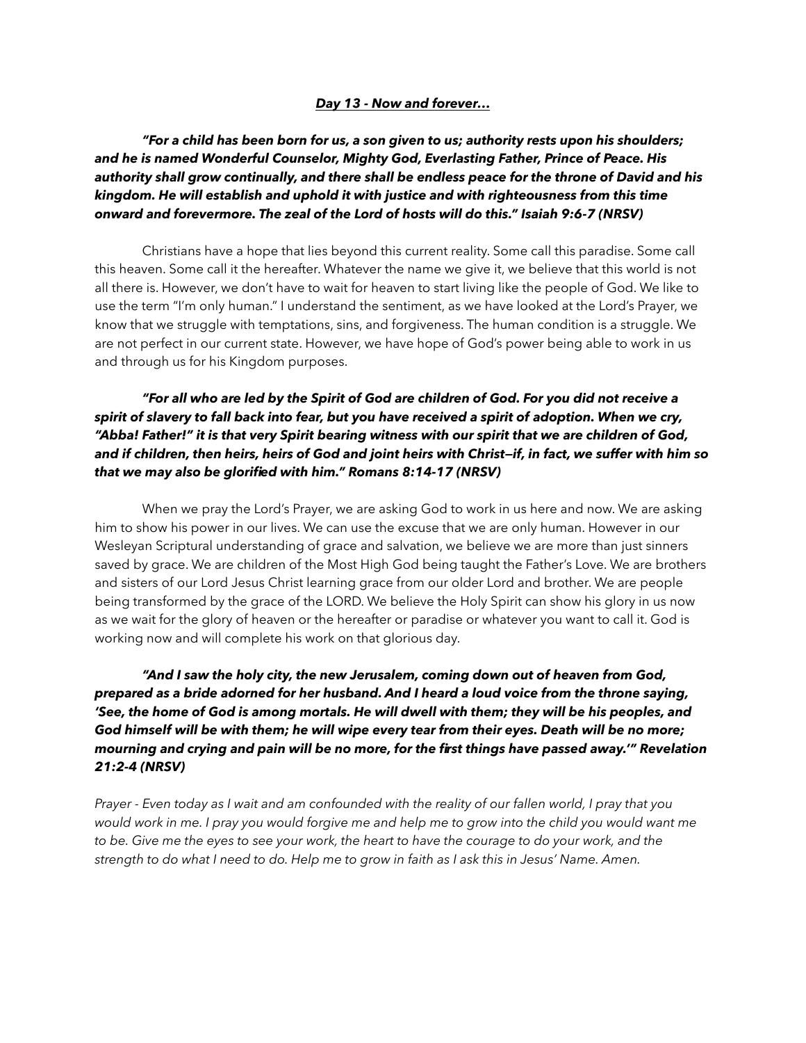***Day 13 - Now and forever…***

***"For a child has been born for us, a son given to us; authority rests upon his shoulders; and he is named Wonderful Counselor, Mighty God, Everlasting Father, Prince of Peace. His authority shall grow continually, and there shall be endless peace for the throne of David and his kingdom. He will establish and uphold it with justice and with righteousness from this time onward and forevermore. The zeal of the Lord of hosts will do this." Isaiah 9:6-7 (NRSV)***

Christians have a hope that lies beyond this current reality. Some call this paradise. Some call this heaven. Some call it the hereafter. Whatever the name we give it, we believe that this world is not all there is. However, we don't have to wait for heaven to start living like the people of God. We like to use the term "I'm only human." I understand the sentiment, as we have looked at the Lord's Prayer, we know that we struggle with temptations, sins, and forgiveness. The human condition is a struggle. We are not perfect in our current state. However, we have hope of God's power being able to work in us and through us for his Kingdom purposes.

***"For all who are led by the Spirit of God are children of God. For you did not receive a spirit of slavery to fall back into fear, but you have received a spirit of adoption. When we cry, "Abba! Father!" it is that very Spirit bearing witness with our spirit that we are children of God, and if children, then heirs, heirs of God and joint heirs with Christ—if, in fact, we suffer with him so that we may also be glorified with him." Romans 8:14-17 (NRSV)***

When we pray the Lord's Prayer, we are asking God to work in us here and now. We are asking him to show his power in our lives. We can use the excuse that we are only human. However in our Wesleyan Scriptural understanding of grace and salvation, we believe we are more than just sinners saved by grace. We are children of the Most High God being taught the Father's Love. We are brothers and sisters of our Lord Jesus Christ learning grace from our older Lord and brother. We are people being transformed by the grace of the LORD. We believe the Holy Spirit can show his glory in us now as we wait for the glory of heaven or the hereafter or paradise or whatever you want to call it. God is working now and will complete his work on that glorious day.

***"And I saw the holy city, the new Jerusalem, coming down out of heaven from God, prepared as a bride adorned for her husband. And I heard a loud voice from the throne saying, 'See, the home of God is among mortals. He will dwell with them; they will be his peoples, and God himself will be with them; he will wipe every tear from their eyes. Death will be no more; mourning and crying and pain will be no more, for the first things have passed away.'" Revelation 21:2-4 (NRSV)***

*Prayer - Even today as I wait and am confounded with the reality of our fallen world, I pray that you would work in me. I pray you would forgive me and help me to grow into the child you would want me to be. Give me the eyes to see your work, the heart to have the courage to do your work, and the strength to do what I need to do. Help me to grow in faith as I ask this in Jesus' Name. Amen.*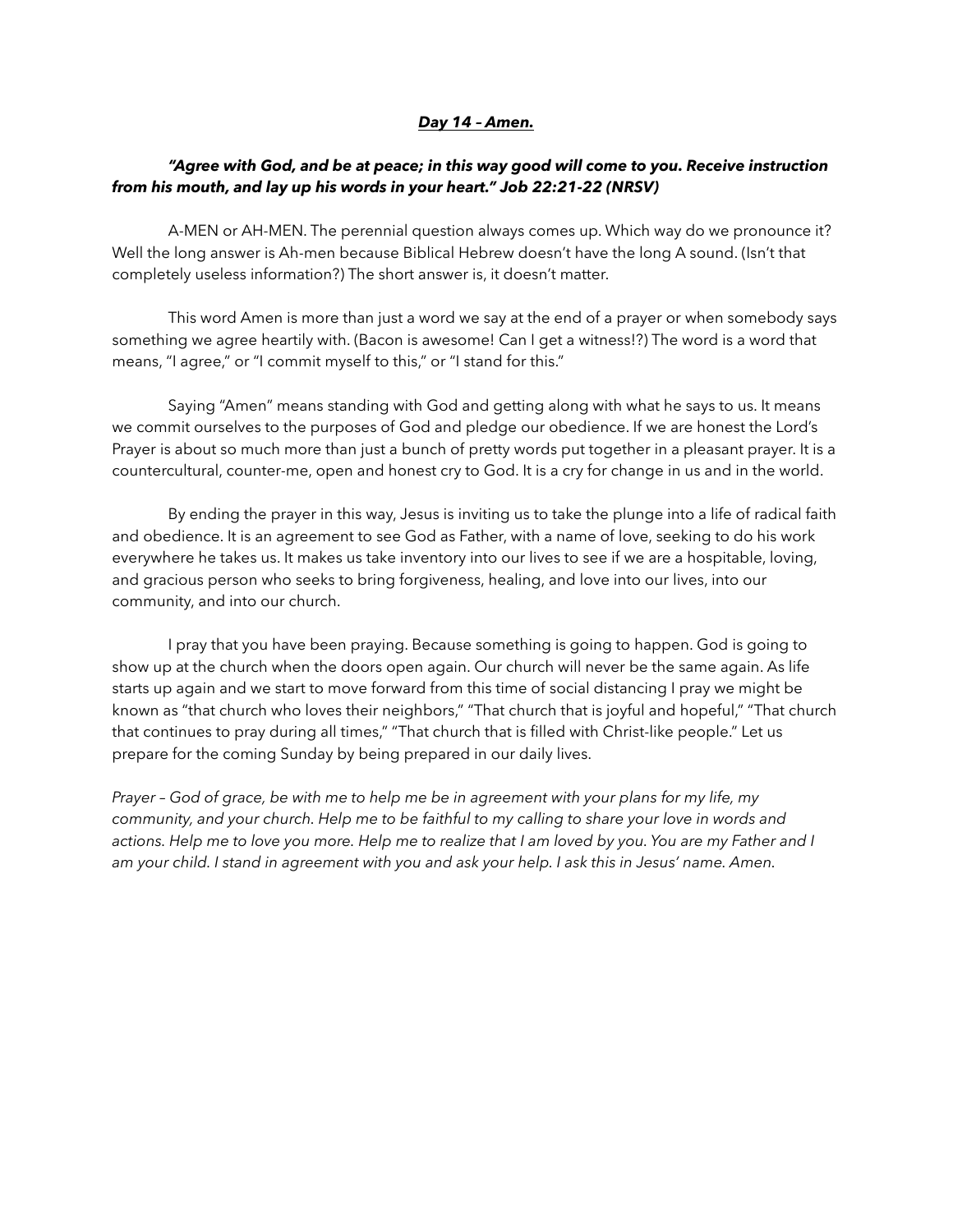***Day 14 – Amen.***

***"Agree with God, and be at peace; in this way good will come to you. Receive instruction from his mouth, and lay up his words in your heart." Job 22:21-22 (NRSV)***

A-MEN or AH-MEN. The perennial question always comes up. Which way do we pronounce it? Well the long answer is Ah-men because Biblical Hebrew doesn't have the long A sound. (Isn't that completely useless information?) The short answer is, it doesn't matter.

This word Amen is more than just a word we say at the end of a prayer or when somebody says something we agree heartily with. (Bacon is awesome! Can I get a witness!?) The word is a word that means, "I agree," or "I commit myself to this," or "I stand for this."

Saying "Amen" means standing with God and getting along with what he says to us. It means we commit ourselves to the purposes of God and pledge our obedience. If we are honest the Lord's Prayer is about so much more than just a bunch of pretty words put together in a pleasant prayer. It is a countercultural, counter-me, open and honest cry to God. It is a cry for change in us and in the world.

By ending the prayer in this way, Jesus is inviting us to take the plunge into a life of radical faith and obedience. It is an agreement to see God as Father, with a name of love, seeking to do his work everywhere he takes us. It makes us take inventory into our lives to see if we are a hospitable, loving, and gracious person who seeks to bring forgiveness, healing, and love into our lives, into our community, and into our church.

I pray that you have been praying. Because something is going to happen. God is going to show up at the church when the doors open again. Our church will never be the same again. As life starts up again and we start to move forward from this time of social distancing I pray we might be known as "that church who loves their neighbors," "That church that is joyful and hopeful," "That church that continues to pray during all times," "That church that is filled with Christ-like people." Let us prepare for the coming Sunday by being prepared in our daily lives.

*Prayer – God of grace, be with me to help me be in agreement with your plans for my life, my community, and your church. Help me to be faithful to my calling to share your love in words and actions. Help me to love you more. Help me to realize that I am loved by you. You are my Father and I am your child. I stand in agreement with you and ask your help. I ask this in Jesus' name. Amen.*